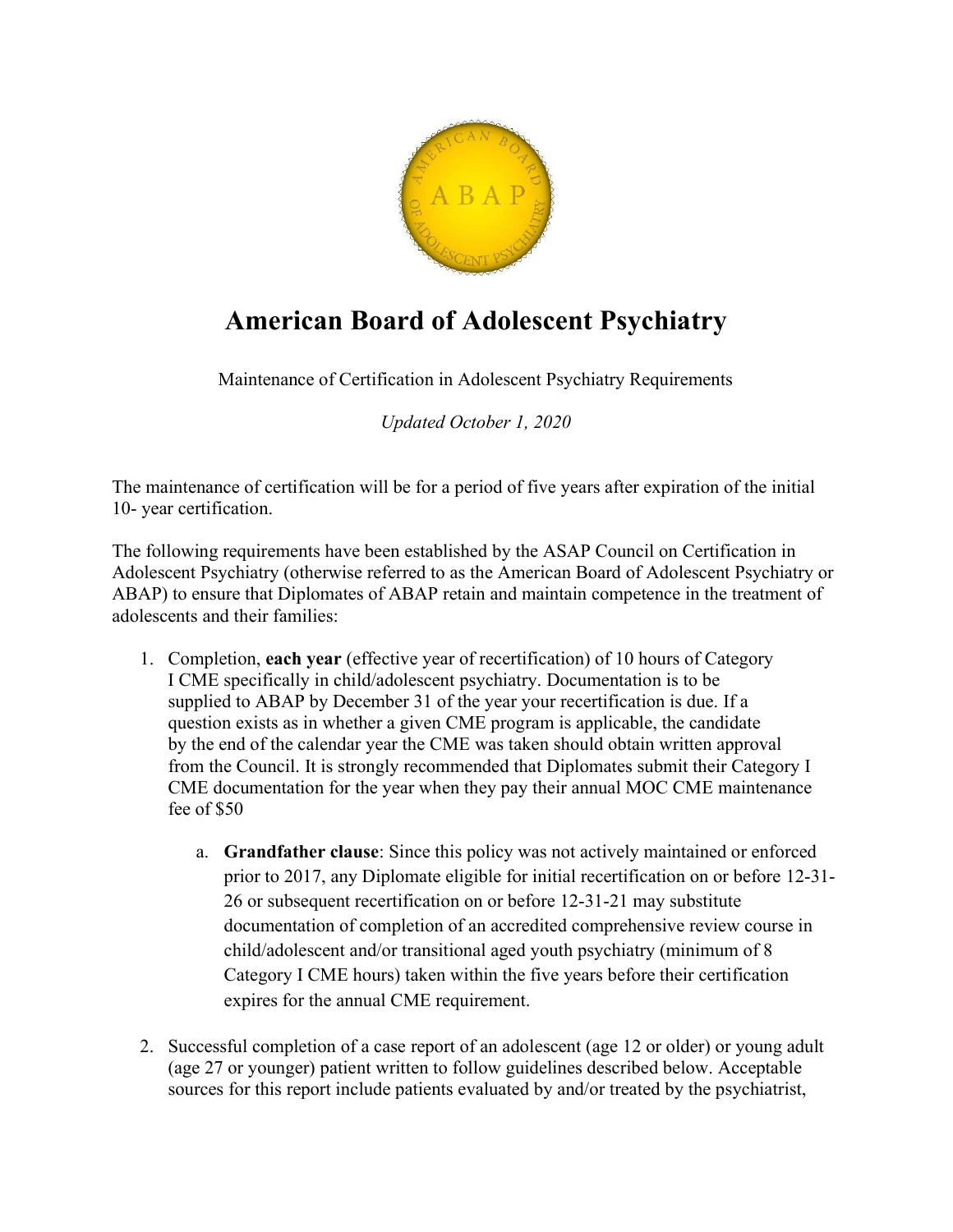# American Board of Adolescent Psychiatry

Maintenance of Certification in Adolescent Psychiatry Requirements

*Updated October 1, 2020*

The maintenance of certification will be for a period of five years after expiration of the initial 10- year certification.

The following requirements have been established by the ASAP Council on Certification in Adolescent Psychiatry (otherwise referred to as the American Board of Adolescent Psychiatry or ABAP) to ensure that Diplomates of ABAP retain and maintain competence in the treatment of adolescents and their families:

1. Completion, **each year** (effective year of recertification) of 10 hours of Category I CME specifically in child/adolescent psychiatry. Documentation is to be supplied to ABAP by December 31 of the year your recertification is due. If a question exists as in whether a given CME program is applicable, the candidate by the end of the calendar year the CME was taken should obtain written approval from the Council. It is strongly recommended that Diplomates submit their Category I CME documentation for the year when they pay their annual MOC CME maintenance fee of $50

    a. **Grandfather clause**: Since this policy was not actively maintained or enforced prior to 2017, any Diplomate eligible for initial recertification on or before 12-31-26 or subsequent recertification on or before 12-31-21 may substitute documentation of completion of an accredited comprehensive review course in child/adolescent and/or transitional aged youth psychiatry (minimum of 8 Category I CME hours) taken within the five years before their certification expires for the annual CME requirement.

2. Successful completion of a case report of an adolescent (age 12 or older) or young adult (age 27 or younger) patient written to follow guidelines described below. Acceptable sources for this report include patients evaluated by and/or treated by the psychiatrist,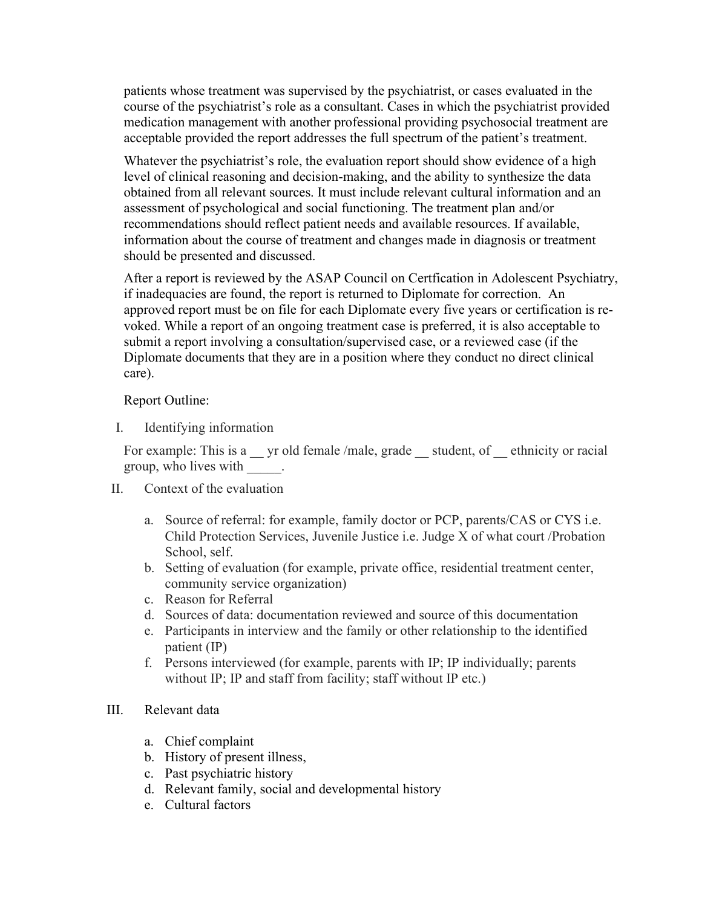patients whose treatment was supervised by the psychiatrist, or cases evaluated in the course of the psychiatrist's role as a consultant. Cases in which the psychiatrist provided medication management with another professional providing psychosocial treatment are acceptable provided the report addresses the full spectrum of the patient's treatment.

Whatever the psychiatrist's role, the evaluation report should show evidence of a high level of clinical reasoning and decision-making, and the ability to synthesize the data obtained from all relevant sources. It must include relevant cultural information and an assessment of psychological and social functioning. The treatment plan and/or recommendations should reflect patient needs and available resources. If available, information about the course of treatment and changes made in diagnosis or treatment should be presented and discussed.

After a report is reviewed by the ASAP Council on Certfication in Adolescent Psychiatry, if inadequacies are found, the report is returned to Diplomate for correction. An approved report must be on file for each Diplomate every five years or certification is re-voked. While a report of an ongoing treatment case is preferred, it is also acceptable to submit a report involving a consultation/supervised case, or a reviewed case (if the Diplomate documents that they are in a position where they conduct no direct clinical care).

Report Outline:

I. Identifying information

For example: This is a __ yr old female /male, grade __ student, of __ ethnicity or racial group, who lives with _____.

II. Context of the evaluation

a. Source of referral: for example, family doctor or PCP, parents/CAS or CYS i.e. Child Protection Services, Juvenile Justice i.e. Judge X of what court /Probation School, self.
b. Setting of evaluation (for example, private office, residential treatment center, community service organization)
c. Reason for Referral
d. Sources of data: documentation reviewed and source of this documentation
e. Participants in interview and the family or other relationship to the identified patient (IP)
f. Persons interviewed (for example, parents with IP; IP individually; parents without IP; IP and staff from facility; staff without IP etc.)

III. Relevant data

a. Chief complaint
b. History of present illness,
c. Past psychiatric history
d. Relevant family, social and developmental history
e. Cultural factors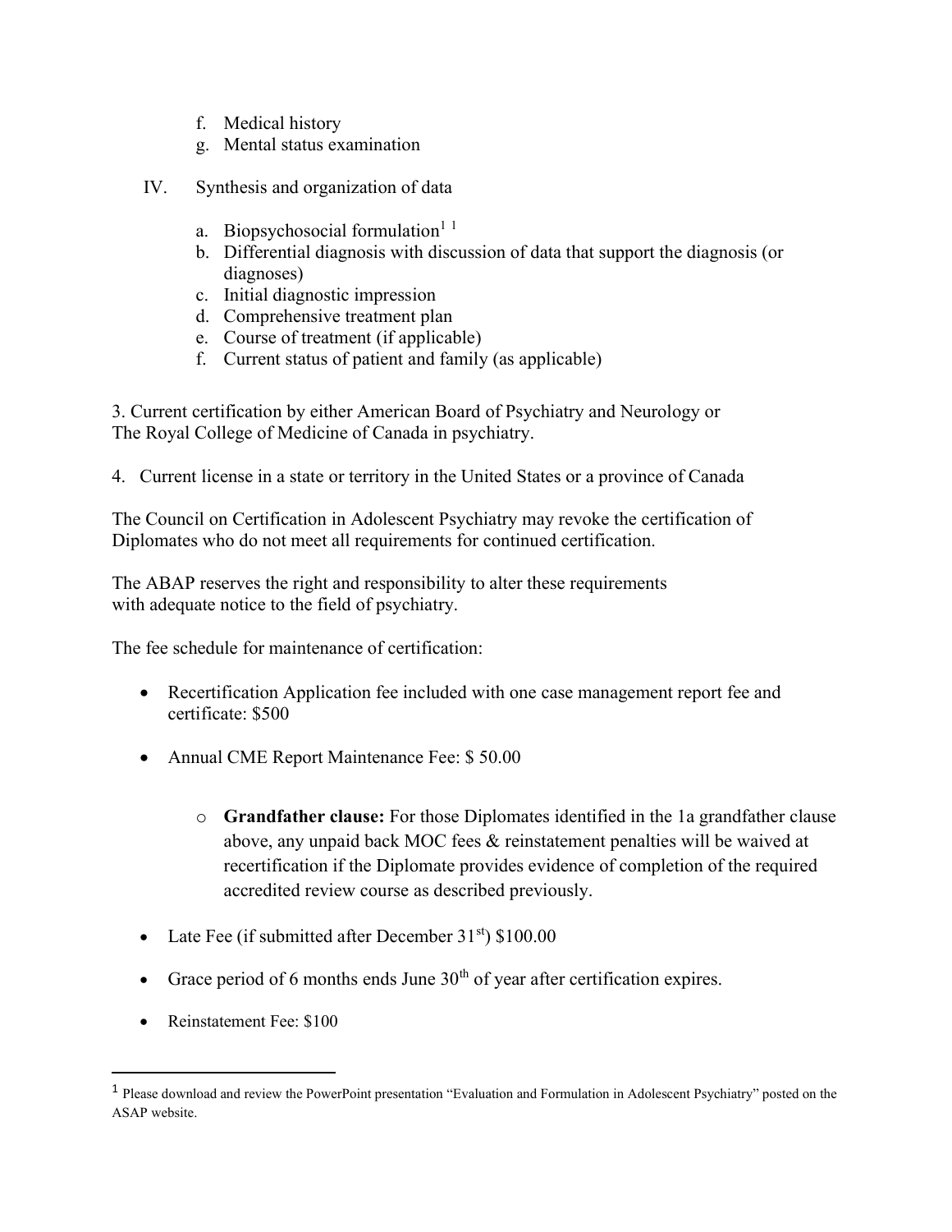f. Medical history
   g. Mental status examination

IV. Synthesis and organization of data

   a. Biopsychosocial formulation[1] [1]
   b. Differential diagnosis with discussion of data that support the diagnosis (or diagnoses)
   c. Initial diagnostic impression
   d. Comprehensive treatment plan
   e. Course of treatment (if applicable)
   f. Current status of patient and family (as applicable)

3. Current certification by either American Board of Psychiatry and Neurology or The Royal College of Medicine of Canada in psychiatry.

4. Current license in a state or territory in the United States or a province of Canada

The Council on Certification in Adolescent Psychiatry may revoke the certification of Diplomates who do not meet all requirements for continued certification.

The ABAP reserves the right and responsibility to alter these requirements with adequate notice to the field of psychiatry.

The fee schedule for maintenance of certification:

- Recertification Application fee included with one case management report fee and certificate: $500

- Annual CME Report Maintenance Fee: $ 50.00

    - **Grandfather clause:** For those Diplomates identified in the 1a grandfather clause above, any unpaid back MOC fees & reinstatement penalties will be waived at recertification if the Diplomate provides evidence of completion of the required accredited review course as described previously.

- Late Fee (if submitted after December 31st) $100.00

- Grace period of 6 months ends June 30th of year after certification expires.

- Reinstatement Fee: $100

---

[1] Please download and review the PowerPoint presentation "Evaluation and Formulation in Adolescent Psychiatry" posted on the ASAP website.